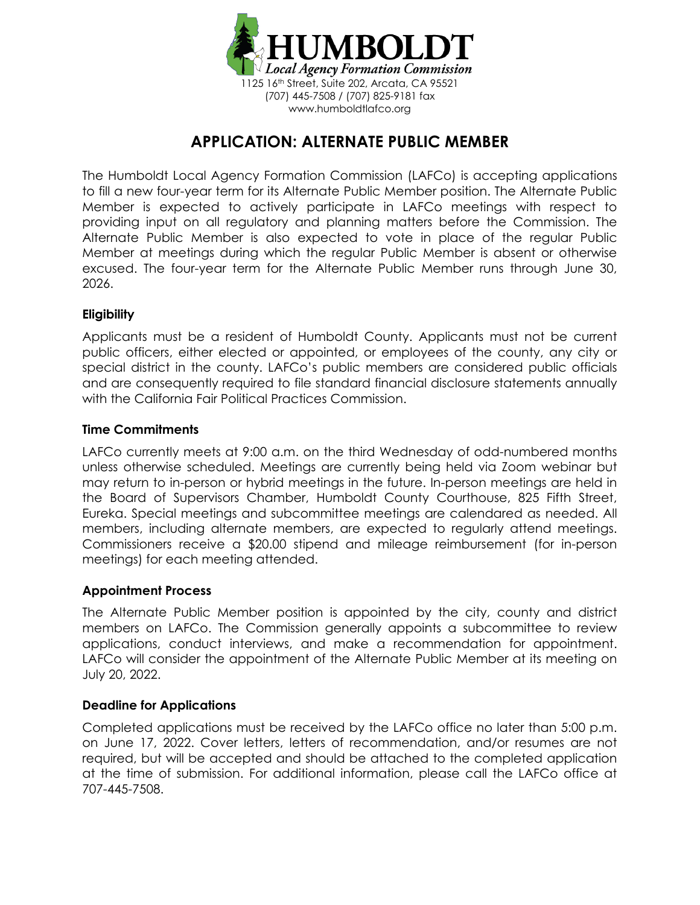# HUMBOLDT

*Local Agency Formation Commission*

1125 16th Street, Suite 202, Arcata, CA 95521
(707) 445-7508 / (707) 825-9181 fax
www.humboldtlafco.org

## APPLICATION: ALTERNATE PUBLIC MEMBER

The Humboldt Local Agency Formation Commission (LAFCo) is accepting applications to fill a new four-year term for its Alternate Public Member position. The Alternate Public Member is expected to actively participate in LAFCo meetings with respect to providing input on all regulatory and planning matters before the Commission. The Alternate Public Member is also expected to vote in place of the regular Public Member at meetings during which the regular Public Member is absent or otherwise excused. The four-year term for the Alternate Public Member runs through June 30, 2026.

### Eligibility

Applicants must be a resident of Humboldt County. Applicants must not be current public officers, either elected or appointed, or employees of the county, any city or special district in the county. LAFCo's public members are considered public officials and are consequently required to file standard financial disclosure statements annually with the California Fair Political Practices Commission.

### Time Commitments

LAFCo currently meets at 9:00 a.m. on the third Wednesday of odd-numbered months unless otherwise scheduled. Meetings are currently being held via Zoom webinar but may return to in-person or hybrid meetings in the future. In-person meetings are held in the Board of Supervisors Chamber, Humboldt County Courthouse, 825 Fifth Street, Eureka. Special meetings and subcommittee meetings are calendared as needed. All members, including alternate members, are expected to regularly attend meetings. Commissioners receive a $20.00 stipend and mileage reimbursement (for in-person meetings) for each meeting attended.

### Appointment Process

The Alternate Public Member position is appointed by the city, county and district members on LAFCo. The Commission generally appoints a subcommittee to review applications, conduct interviews, and make a recommendation for appointment. LAFCo will consider the appointment of the Alternate Public Member at its meeting on July 20, 2022.

### Deadline for Applications

Completed applications must be received by the LAFCo office no later than 5:00 p.m. on June 17, 2022. Cover letters, letters of recommendation, and/or resumes are not required, but will be accepted and should be attached to the completed application at the time of submission. For additional information, please call the LAFCo office at 707-445-7508.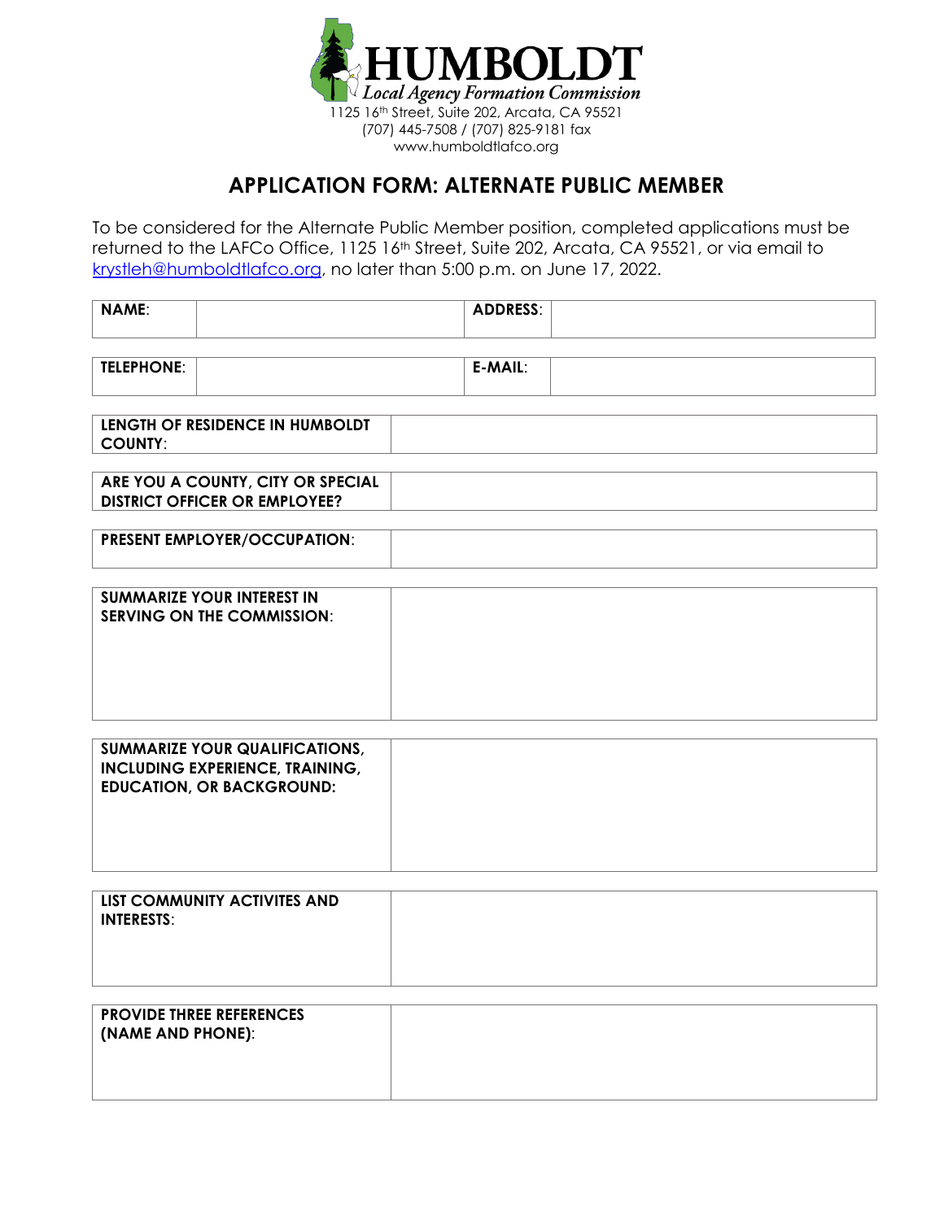HUMBOLDT
*Local Agency Formation Commission*

1125 16th Street, Suite 202, Arcata, CA 95521
(707) 445-7508 / (707) 825-9181 fax
www.humboldtlafco.org

## APPLICATION FORM: ALTERNATE PUBLIC MEMBER

To be considered for the Alternate Public Member position, completed applications must be returned to the LAFCo Office, 1125 16th Street, Suite 202, Arcata, CA 95521, or via email to krystleh@humboldtlafco.org, no later than 5:00 p.m. on June 17, 2022.

| | | | |
|---|---|---|---|
| **NAME**: | | **ADDRESS**: | |

| | | | |
|---|---|---|---|
| **TELEPHONE**: | | **E-MAIL**: | |

| | |
|---|---|
| **LENGTH OF RESIDENCE IN HUMBOLDT COUNTY**: | |

| | |
|---|---|
| **ARE YOU A COUNTY, CITY OR SPECIAL DISTRICT OFFICER OR EMPLOYEE?** | |

| | |
|---|---|
| **PRESENT EMPLOYER/OCCUPATION**: | |

| | |
|---|---|
| **SUMMARIZE YOUR INTEREST IN SERVING ON THE COMMISSION**: | |

| | |
|---|---|
| **SUMMARIZE YOUR QUALIFICATIONS, INCLUDING EXPERIENCE, TRAINING, EDUCATION, OR BACKGROUND**: | |

| | |
|---|---|
| **LIST COMMUNITY ACTIVITES AND INTERESTS**: | |

| | |
|---|---|
| **PROVIDE THREE REFERENCES (NAME AND PHONE)**: | |